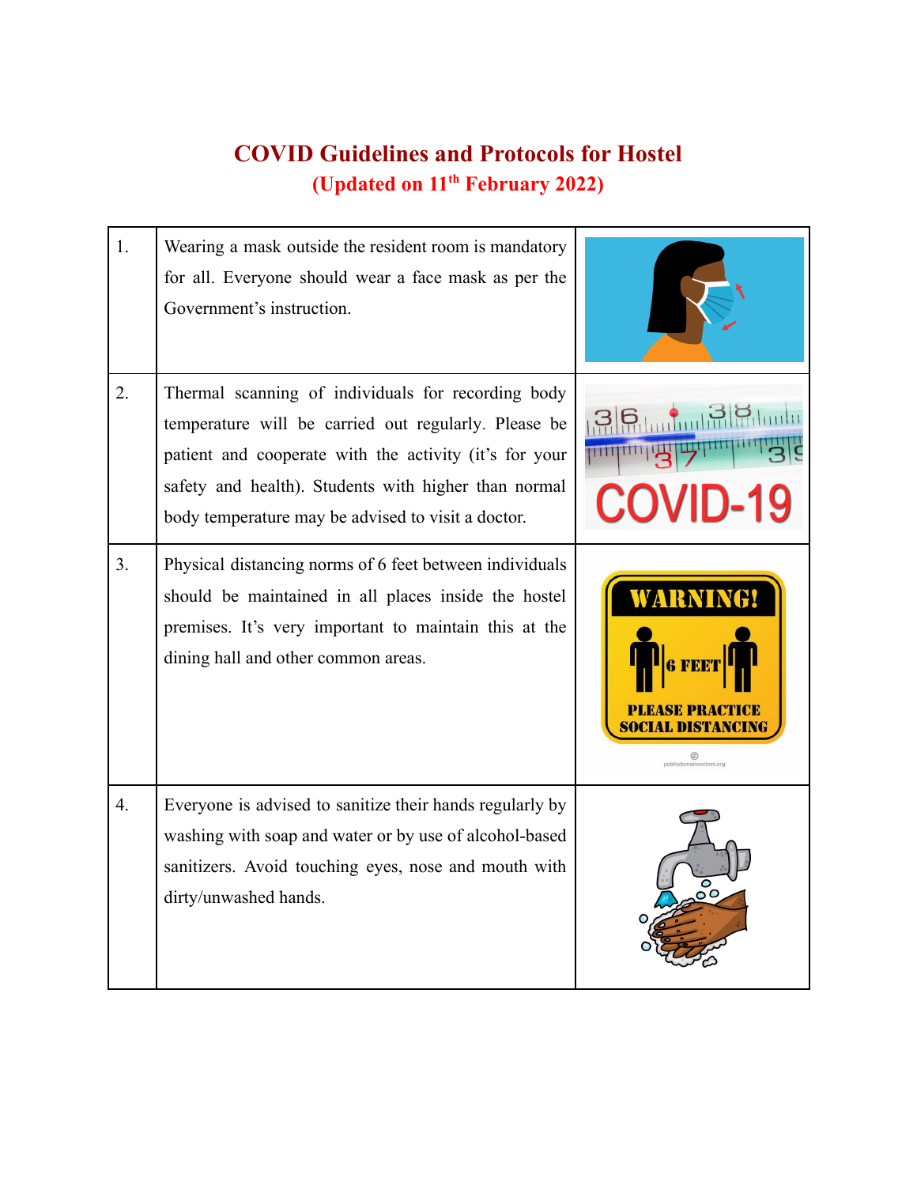# COVID Guidelines and Protocols for Hostel

## (Updated on 11th February 2022)

| | | |
|---|---|---|
| 1. | Wearing a mask outside the resident room is mandatory for all. Everyone should wear a face mask as per the Government's instruction. | |
| 2. | Thermal scanning of individuals for recording body temperature will be carried out regularly. Please be patient and cooperate with the activity (it's for your safety and health). Students with higher than normal body temperature may be advised to visit a doctor. | |
| 3. | Physical distancing norms of 6 feet between individuals should be maintained in all places inside the hostel premises. It's very important to maintain this at the dining hall and other common areas. | |
| 4. | Everyone is advised to sanitize their hands regularly by washing with soap and water or by use of alcohol-based sanitizers. Avoid touching eyes, nose and mouth with dirty/unwashed hands. | |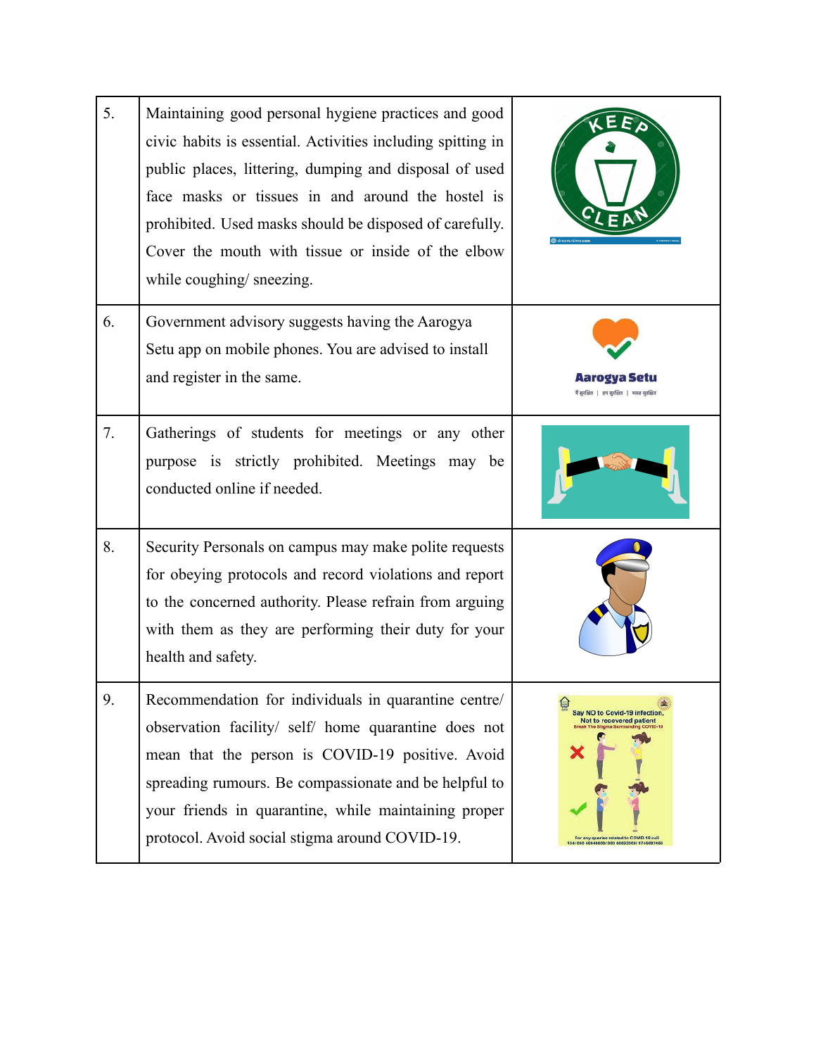| | | |
|---|---|---|
| 5. | Maintaining good personal hygiene practices and good civic habits is essential. Activities including spitting in public places, littering, dumping and disposal of used face masks or tissues in and around the hostel is prohibited. Used masks should be disposed of carefully. Cover the mouth with tissue or inside of the elbow while coughing/ sneezing. | |
| 6. | Government advisory suggests having the Aarogya Setu app on mobile phones. You are advised to install and register in the same. | |
| 7. | Gatherings of students for meetings or any other purpose is strictly prohibited. Meetings may be conducted online if needed. | |
| 8. | Security Personals on campus may make polite requests for obeying protocols and record violations and report to the concerned authority. Please refrain from arguing with them as they are performing their duty for your health and safety. | |
| 9. | Recommendation for individuals in quarantine centre/ observation facility/ self/ home quarantine does not mean that the person is COVID-19 positive. Avoid spreading rumours. Be compassionate and be helpful to your friends in quarantine, while maintaining proper protocol. Avoid social stigma around COVID-19. | |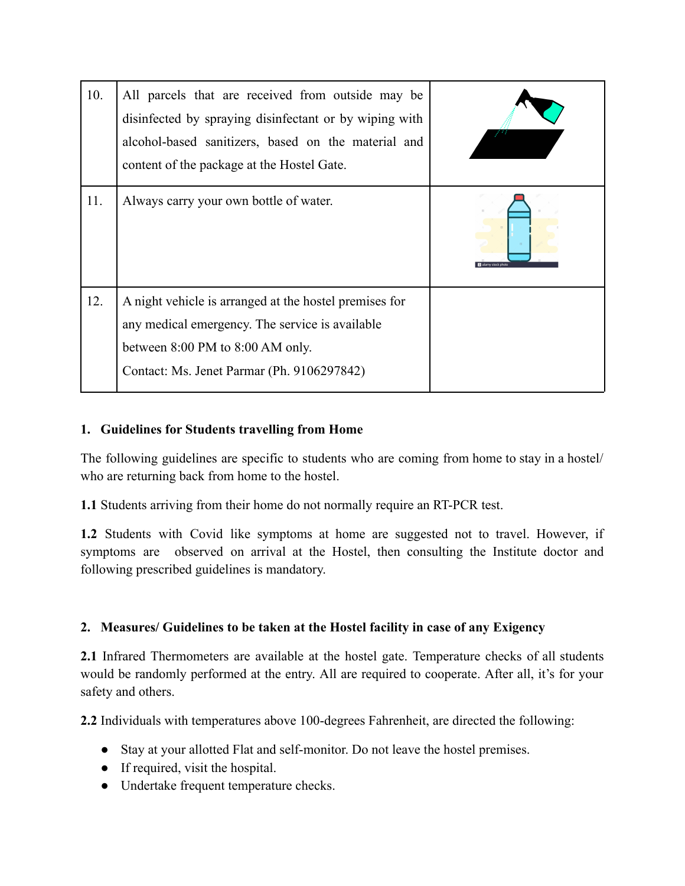| | | |
|---|---|---|
| 10. | All parcels that are received from outside may be disinfected by spraying disinfectant or by wiping with alcohol-based sanitizers, based on the material and content of the package at the Hostel Gate. | |
| 11. | Always carry your own bottle of water. | |
| 12. | A night vehicle is arranged at the hostel premises for any medical emergency. The service is available between 8:00 PM to 8:00 AM only.<br>Contact: Ms. Jenet Parmar (Ph. 9106297842) | |

## 1. Guidelines for Students travelling from Home

The following guidelines are specific to students who are coming from home to stay in a hostel/ who are returning back from home to the hostel.

**1.1** Students arriving from their home do not normally require an RT-PCR test.

**1.2** Students with Covid like symptoms at home are suggested not to travel. However, if symptoms are observed on arrival at the Hostel, then consulting the Institute doctor and following prescribed guidelines is mandatory.

## 2. Measures/ Guidelines to be taken at the Hostel facility in case of any Exigency

**2.1** Infrared Thermometers are available at the hostel gate. Temperature checks of all students would be randomly performed at the entry. All are required to cooperate. After all, it's for your safety and others.

**2.2** Individuals with temperatures above 100-degrees Fahrenheit, are directed the following:

- Stay at your allotted Flat and self-monitor. Do not leave the hostel premises.
- If required, visit the hospital.
- Undertake frequent temperature checks.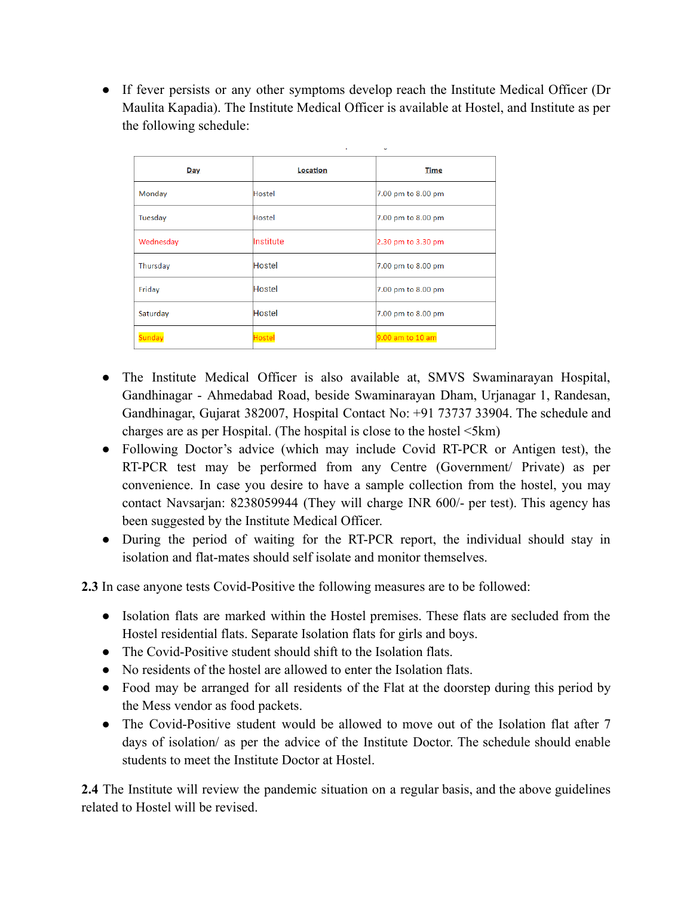- If fever persists or any other symptoms develop reach the Institute Medical Officer (Dr Maulita Kapadia). The Institute Medical Officer is available at Hostel, and Institute as per the following schedule:

| Day | Location | Time |
|---|---|---|
| Monday | Hostel | 7.00 pm to 8.00 pm |
| Tuesday | Hostel | 7.00 pm to 8.00 pm |
| Wednesday | Institute | 2.30 pm to 3.30 pm |
| Thursday | Hostel | 7.00 pm to 8.00 pm |
| Friday | Hostel | 7.00 pm to 8.00 pm |
| Saturday | Hostel | 7.00 pm to 8.00 pm |
| Sunday | Hostel | 9.00 am to 10 am |

- The Institute Medical Officer is also available at, SMVS Swaminarayan Hospital, Gandhinagar - Ahmedabad Road, beside Swaminarayan Dham, Urjanagar 1, Randesan, Gandhinagar, Gujarat 382007, Hospital Contact No: +91 73737 33904. The schedule and charges are as per Hospital. (The hospital is close to the hostel <5km)
- Following Doctor's advice (which may include Covid RT-PCR or Antigen test), the RT-PCR test may be performed from any Centre (Government/ Private) as per convenience. In case you desire to have a sample collection from the hostel, you may contact Navsarjan: 8238059944 (They will charge INR 600/- per test). This agency has been suggested by the Institute Medical Officer.
- During the period of waiting for the RT-PCR report, the individual should stay in isolation and flat-mates should self isolate and monitor themselves.

**2.3** In case anyone tests Covid-Positive the following measures are to be followed:

- Isolation flats are marked within the Hostel premises. These flats are secluded from the Hostel residential flats. Separate Isolation flats for girls and boys.
- The Covid-Positive student should shift to the Isolation flats.
- No residents of the hostel are allowed to enter the Isolation flats.
- Food may be arranged for all residents of the Flat at the doorstep during this period by the Mess vendor as food packets.
- The Covid-Positive student would be allowed to move out of the Isolation flat after 7 days of isolation/ as per the advice of the Institute Doctor. The schedule should enable students to meet the Institute Doctor at Hostel.

**2.4** The Institute will review the pandemic situation on a regular basis, and the above guidelines related to Hostel will be revised.